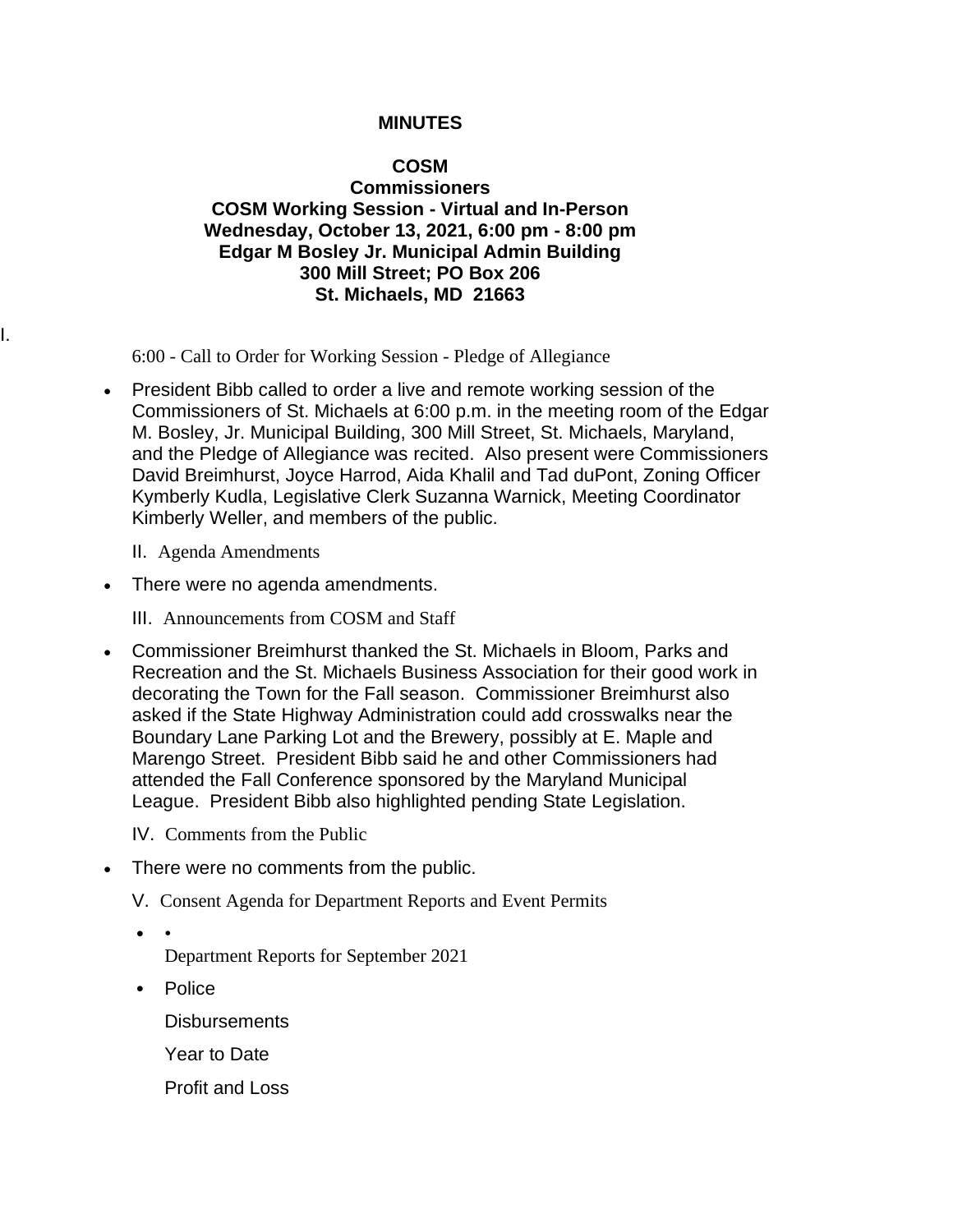**MINUTES**

**COSM**
**Commissioners**
**COSM Working Session - Virtual and In-Person**
**Wednesday, October 13, 2021, 6:00 pm - 8:00 pm**
**Edgar M Bosley Jr. Municipal Admin Building**
**300 Mill Street; PO Box 206**
**St. Michaels, MD 21663**

I. 6:00 - Call to Order for Working Session - Pledge of Allegiance

- President Bibb called to order a live and remote working session of the Commissioners of St. Michaels at 6:00 p.m. in the meeting room of the Edgar M. Bosley, Jr. Municipal Building, 300 Mill Street, St. Michaels, Maryland, and the Pledge of Allegiance was recited. Also present were Commissioners David Breimhurst, Joyce Harrod, Aida Khalil and Tad duPont, Zoning Officer Kymberly Kudla, Legislative Clerk Suzanna Warnick, Meeting Coordinator Kimberly Weller, and members of the public.

II. Agenda Amendments

- There were no agenda amendments.

III. Announcements from COSM and Staff

- Commissioner Breimhurst thanked the St. Michaels in Bloom, Parks and Recreation and the St. Michaels Business Association for their good work in decorating the Town for the Fall season. Commissioner Breimhurst also asked if the State Highway Administration could add crosswalks near the Boundary Lane Parking Lot and the Brewery, possibly at E. Maple and Marengo Street. President Bibb said he and other Commissioners had attended the Fall Conference sponsored by the Maryland Municipal League. President Bibb also highlighted pending State Legislation.

IV. Comments from the Public

- There were no comments from the public.

V. Consent Agenda for Department Reports and Event Permits

- Department Reports for September 2021
- Police

  Disbursements

  Year to Date

  Profit and Loss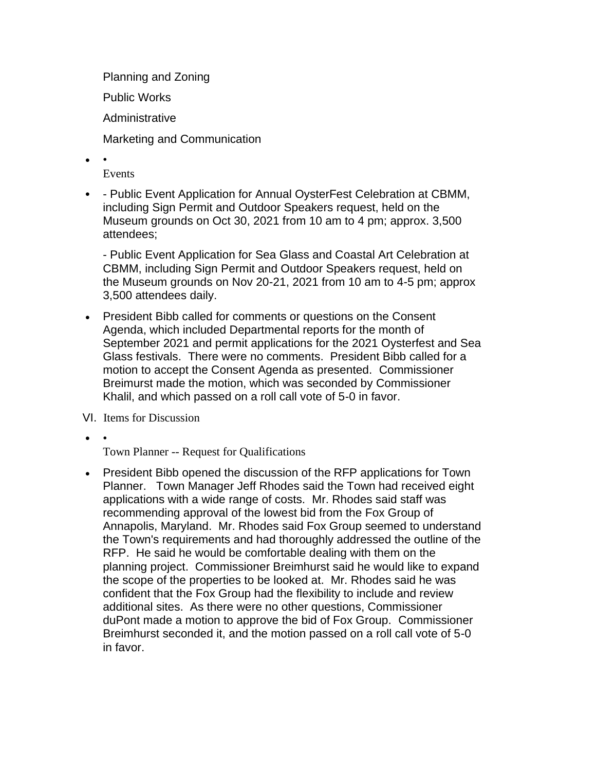Planning and Zoning

Public Works

Administrative

Marketing and Communication

- Events

- - Public Event Application for Annual OysterFest Celebration at CBMM, including Sign Permit and Outdoor Speakers request, held on the Museum grounds on Oct 30, 2021 from 10 am to 4 pm; approx. 3,500 attendees;

  - Public Event Application for Sea Glass and Coastal Art Celebration at CBMM, including Sign Permit and Outdoor Speakers request, held on the Museum grounds on Nov 20-21, 2021 from 10 am to 4-5 pm; approx 3,500 attendees daily.

- President Bibb called for comments or questions on the Consent Agenda, which included Departmental reports for the month of September 2021 and permit applications for the 2021 Oysterfest and Sea Glass festivals. There were no comments. President Bibb called for a motion to accept the Consent Agenda as presented. Commissioner Breimurst made the motion, which was seconded by Commissioner Khalil, and which passed on a roll call vote of 5-0 in favor.

VI. Items for Discussion

- Town Planner -- Request for Qualifications

- President Bibb opened the discussion of the RFP applications for Town Planner. Town Manager Jeff Rhodes said the Town had received eight applications with a wide range of costs. Mr. Rhodes said staff was recommending approval of the lowest bid from the Fox Group of Annapolis, Maryland. Mr. Rhodes said Fox Group seemed to understand the Town's requirements and had thoroughly addressed the outline of the RFP. He said he would be comfortable dealing with them on the planning project. Commissioner Breimhurst said he would like to expand the scope of the properties to be looked at. Mr. Rhodes said he was confident that the Fox Group had the flexibility to include and review additional sites. As there were no other questions, Commissioner duPont made a motion to approve the bid of Fox Group. Commissioner Breimhurst seconded it, and the motion passed on a roll call vote of 5-0 in favor.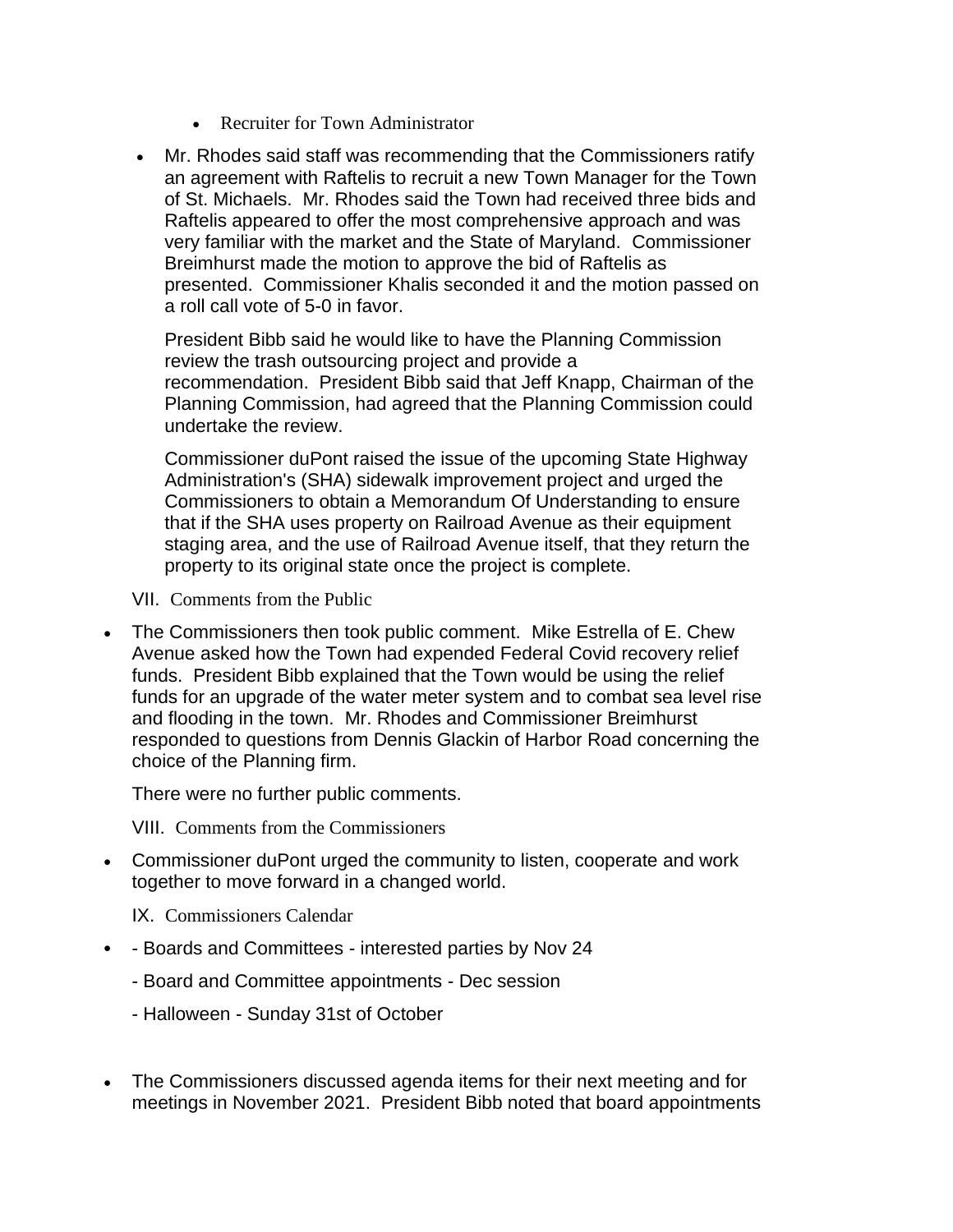- Recruiter for Town Administrator

- Mr. Rhodes said staff was recommending that the Commissioners ratify an agreement with Raftelis to recruit a new Town Manager for the Town of St. Michaels. Mr. Rhodes said the Town had received three bids and Raftelis appeared to offer the most comprehensive approach and was very familiar with the market and the State of Maryland. Commissioner Breimhurst made the motion to approve the bid of Raftelis as presented. Commissioner Khalis seconded it and the motion passed on a roll call vote of 5-0 in favor.

  President Bibb said he would like to have the Planning Commission review the trash outsourcing project and provide a recommendation. President Bibb said that Jeff Knapp, Chairman of the Planning Commission, had agreed that the Planning Commission could undertake the review.

  Commissioner duPont raised the issue of the upcoming State Highway Administration's (SHA) sidewalk improvement project and urged the Commissioners to obtain a Memorandum Of Understanding to ensure that if the SHA uses property on Railroad Avenue as their equipment staging area, and the use of Railroad Avenue itself, that they return the property to its original state once the project is complete.

VII. Comments from the Public

- The Commissioners then took public comment. Mike Estrella of E. Chew Avenue asked how the Town had expended Federal Covid recovery relief funds. President Bibb explained that the Town would be using the relief funds for an upgrade of the water meter system and to combat sea level rise and flooding in the town. Mr. Rhodes and Commissioner Breimhurst responded to questions from Dennis Glackin of Harbor Road concerning the choice of the Planning firm.

  There were no further public comments.

VIII. Comments from the Commissioners

- Commissioner duPont urged the community to listen, cooperate and work together to move forward in a changed world.

IX. Commissioners Calendar

- \- Boards and Committees - interested parties by Nov 24

  \- Board and Committee appointments - Dec session

  \- Halloween - Sunday 31st of October

- The Commissioners discussed agenda items for their next meeting and for meetings in November 2021. President Bibb noted that board appointments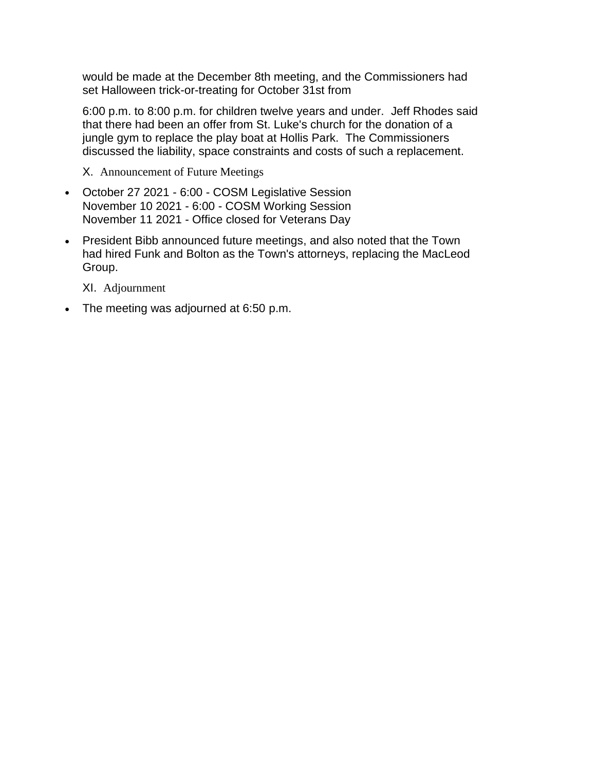would be made at the December 8th meeting, and the Commissioners had set Halloween trick-or-treating for October 31st from

6:00 p.m. to 8:00 p.m. for children twelve years and under. Jeff Rhodes said that there had been an offer from St. Luke's church for the donation of a jungle gym to replace the play boat at Hollis Park. The Commissioners discussed the liability, space constraints and costs of such a replacement.

X. Announcement of Future Meetings

- October 27 2021 - 6:00 - COSM Legislative Session
  November 10 2021 - 6:00 - COSM Working Session
  November 11 2021 - Office closed for Veterans Day
- President Bibb announced future meetings, and also noted that the Town had hired Funk and Bolton as the Town's attorneys, replacing the MacLeod Group.

XI. Adjournment

- The meeting was adjourned at 6:50 p.m.